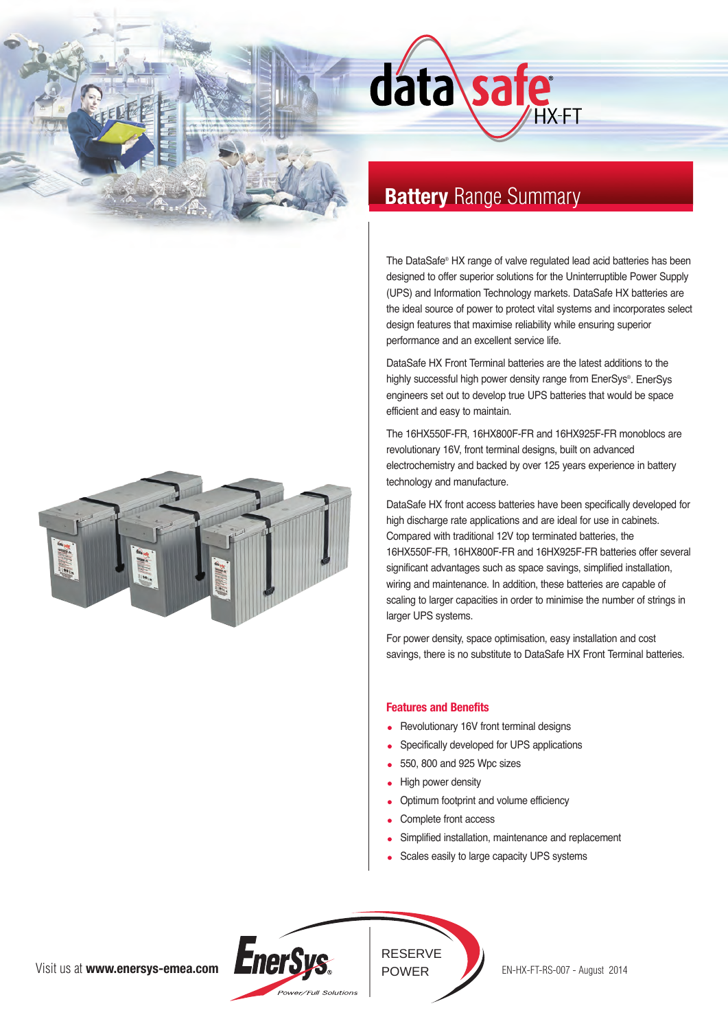# DataSafe HX-FT

## Battery Range Summary

The DataSafe® HX range of valve regulated lead acid batteries has been designed to offer superior solutions for the Uninterruptible Power Supply (UPS) and Information Technology markets. DataSafe HX batteries are the ideal source of power to protect vital systems and incorporates select design features that maximise reliability while ensuring superior performance and an excellent service life.

DataSafe HX Front Terminal batteries are the latest additions to the highly successful high power density range from EnerSys®. EnerSys engineers set out to develop true UPS batteries that would be space efficient and easy to maintain.

The 16HX550F-FR, 16HX800F-FR and 16HX925F-FR monoblocs are revolutionary 16V, front terminal designs, built on advanced electrochemistry and backed by over 125 years experience in battery technology and manufacture.

DataSafe HX front access batteries have been specifically developed for high discharge rate applications and are ideal for use in cabinets. Compared with traditional 12V top terminated batteries, the 16HX550F-FR, 16HX800F-FR and 16HX925F-FR batteries offer several significant advantages such as space savings, simplified installation, wiring and maintenance. In addition, these batteries are capable of scaling to larger capacities in order to minimise the number of strings in larger UPS systems.

For power density, space optimisation, easy installation and cost savings, there is no substitute to DataSafe HX Front Terminal batteries.

### Features and Benefits

- Revolutionary 16V front terminal designs
- Specifically developed for UPS applications
- 550, 800 and 925 Wpc sizes
- High power density
- Optimum footprint and volume efficiency
- Complete front access
- Simplified installation, maintenance and replacement
- Scales easily to large capacity UPS systems

Visit us at **www.enersys-emea.com**

EnerSys® Power/Full Solutions

RESERVE POWER

EN-HX-FT-RS-007 - August 2014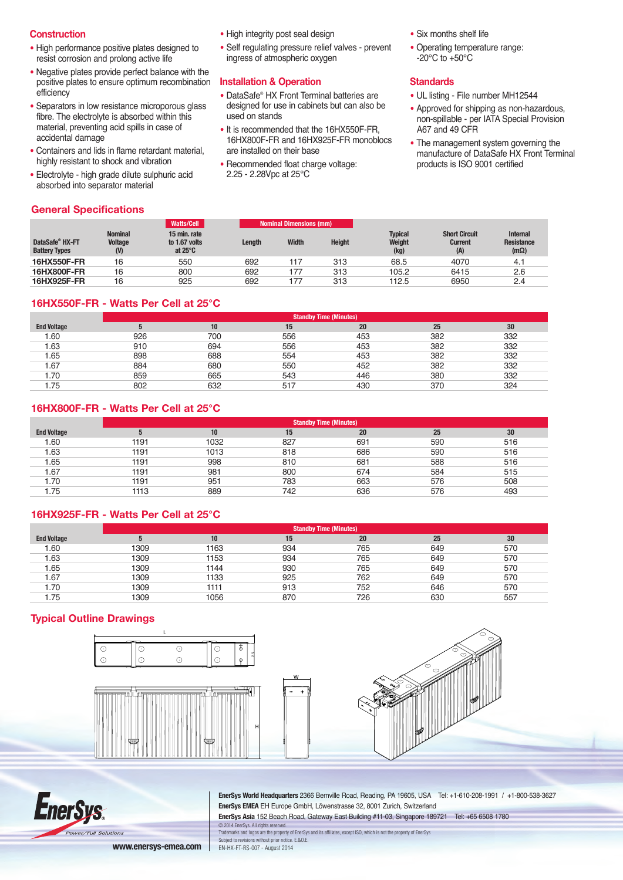## Construction

- High performance positive plates designed to resist corrosion and prolong active life
- Negative plates provide perfect balance with the positive plates to ensure optimum recombination efficiency
- Separators in low resistance microporous glass fibre. The electrolyte is absorbed within this material, preventing acid spills in case of accidental damage
- Containers and lids in flame retardant material, highly resistant to shock and vibration
- Electrolyte - high grade dilute sulphuric acid absorbed into separator material
- High integrity post seal design
- Self regulating pressure relief valves - prevent ingress of atmospheric oxygen

## Installation & Operation

- DataSafe® HX Front Terminal batteries are designed for use in cabinets but can also be used on stands
- It is recommended that the 16HX550F-FR, 16HX800F-FR and 16HX925F-FR monoblocs are installed on their base
- Recommended float charge voltage: 2.25 - 2.28Vpc at 25°C
- Six months shelf life
- Operating temperature range: -20°C to +50°C

## Standards

- UL listing - File number MH12544
- Approved for shipping as non-hazardous, non-spillable - per IATA Special Provision A67 and 49 CFR
- The management system governing the manufacture of DataSafe HX Front Terminal products is ISO 9001 certified

## General Specifications

| DataSafe® HX-FT Battery Types | Nominal Voltage (V) | Watts/Cell 15 min. rate to 1.67 volts at 25°C | Nominal Dimensions (mm) Length | Width | Height | Typical Weight (kg) | Short Circuit Current (A) | Internal Resistance (mΩ) |
|---|---|---|---|---|---|---|---|---|
| 16HX550F-FR | 16 | 550 | 692 | 117 | 313 | 68.5 | 4070 | 4.1 |
| 16HX800F-FR | 16 | 800 | 692 | 177 | 313 | 105.2 | 6415 | 2.6 |
| 16HX925F-FR | 16 | 925 | 692 | 177 | 313 | 112.5 | 6950 | 2.4 |

## 16HX550F-FR - Watts Per Cell at 25°C

| | Standby Time (Minutes) | | | | | |
|---|---|---|---|---|---|---|
| End Voltage | 5 | 10 | 15 | 20 | 25 | 30 |
| 1.60 | 926 | 700 | 556 | 453 | 382 | 332 |
| 1.63 | 910 | 694 | 556 | 453 | 382 | 332 |
| 1.65 | 898 | 688 | 554 | 453 | 382 | 332 |
| 1.67 | 884 | 680 | 550 | 452 | 382 | 332 |
| 1.70 | 859 | 665 | 543 | 446 | 380 | 332 |
| 1.75 | 802 | 632 | 517 | 430 | 370 | 324 |

## 16HX800F-FR - Watts Per Cell at 25°C

| | Standby Time (Minutes) | | | | | |
|---|---|---|---|---|---|---|
| End Voltage | 5 | 10 | 15 | 20 | 25 | 30 |
| 1.60 | 1191 | 1032 | 827 | 691 | 590 | 516 |
| 1.63 | 1191 | 1013 | 818 | 686 | 590 | 516 |
| 1.65 | 1191 | 998 | 810 | 681 | 588 | 516 |
| 1.67 | 1191 | 981 | 800 | 674 | 584 | 515 |
| 1.70 | 1191 | 951 | 783 | 663 | 576 | 508 |
| 1.75 | 1113 | 889 | 742 | 636 | 576 | 493 |

## 16HX925F-FR - Watts Per Cell at 25°C

| | Standby Time (Minutes) | | | | | |
|---|---|---|---|---|---|---|
| End Voltage | 5 | 10 | 15 | 20 | 25 | 30 |
| 1.60 | 1309 | 1163 | 934 | 765 | 649 | 570 |
| 1.63 | 1309 | 1153 | 934 | 765 | 649 | 570 |
| 1.65 | 1309 | 1144 | 930 | 765 | 649 | 570 |
| 1.67 | 1309 | 1133 | 925 | 762 | 649 | 570 |
| 1.70 | 1309 | 1111 | 913 | 752 | 646 | 570 |
| 1.75 | 1309 | 1056 | 870 | 726 | 630 | 557 |

## Typical Outline Drawings

L

W

H

EnerSys Power/Full Solutions

www.enersys-emea.com

**EnerSys World Headquarters** 2366 Bernville Road, Reading, PA 19605, USA Tel: +1-610-208-1991 / +1-800-538-3627
**EnerSys EMEA** EH Europe GmbH, Löwenstrasse 32, 8001 Zurich, Switzerland
**EnerSys Asia** 152 Beach Road, Gateway East Building #11-03, Singapore 189721 Tel: +65 6508 1780

© 2014 EnerSys. All rights reserved.
Trademarks and logos are the property of EnerSys and its affiliates, except ISO, which is not the property of EnerSys
Subject to revisions without prior notice. E.&O.E.
EN-HX-FT-RS-007 - August 2014